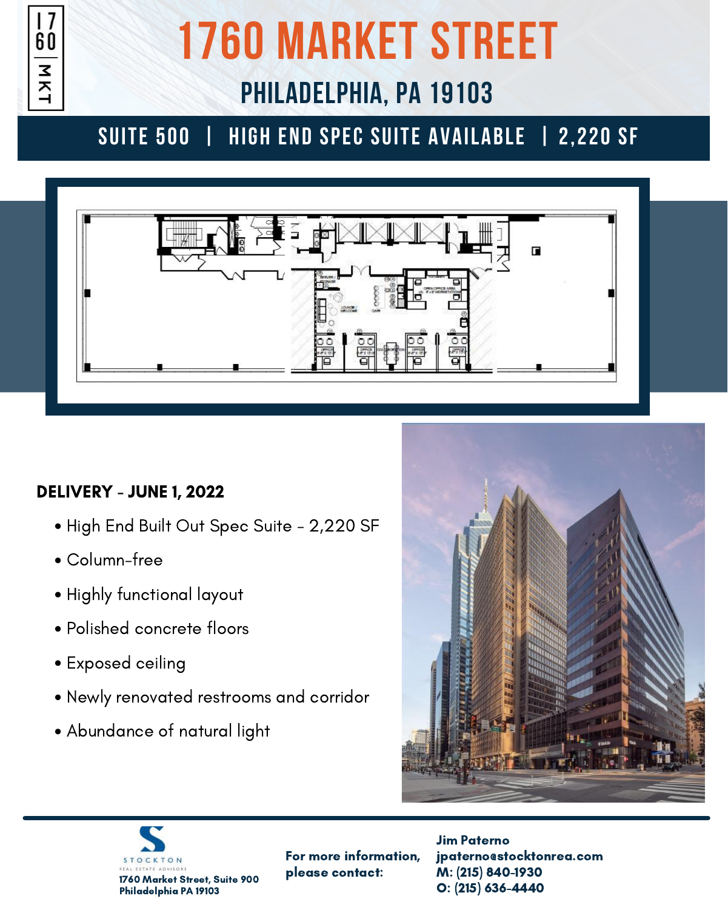# 1760 MARKET STREET

## PHILADELPHIA, PA 19103

**SUITE 500 | HIGH END SPEC SUITE AVAILABLE | 2,220 SF**

**DELIVERY - JUNE 1, 2022**

- High End Built Out Spec Suite - 2,220 SF
- Column-free
- Highly functional layout
- Polished concrete floors
- Exposed ceiling
- Newly renovated restrooms and corridor
- Abundance of natural light

STOCKTON
REAL ESTATE ADVISORS
**1760 Market Street, Suite 900**
**Philadelphia PA 19103**

**For more information, please contact:**

**Jim Paterno**
**jpaterno@stocktonrea.com**
**M: (215) 840-1930**
**O: (215) 636-4440**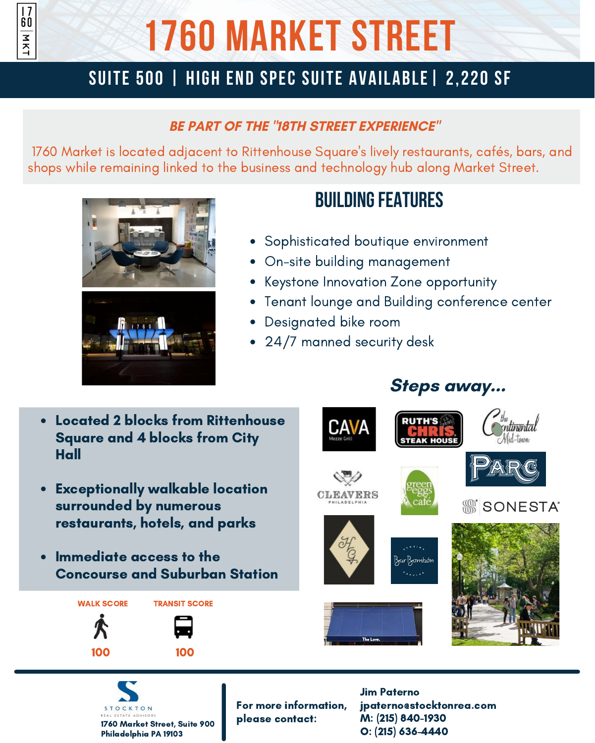# 1760 MARKET STREET

## SUITE 500 | HIGH END SPEC SUITE AVAILABLE | 2,220 SF

***BE PART OF THE "18TH STREET EXPERIENCE"***

1760 Market is located adjacent to Rittenhouse Square's lively restaurants, cafés, bars, and shops while remaining linked to the business and technology hub along Market Street.

## BUILDING FEATURES

- Sophisticated boutique environment
- On-site building management
- Keystone Innovation Zone opportunity
- Tenant lounge and Building conference center
- Designated bike room
- 24/7 manned security desk

***Steps away...***

- **Located 2 blocks from Rittenhouse Square and 4 blocks from City Hall**
- **Exceptionally walkable location surrounded by numerous restaurants, hotels, and parks**
- **Immediate access to the Concourse and Suburban Station**

WALK SCORE 100

TRANSIT SCORE 100

STOCKTON REAL ESTATE ADVISORS
**1760 Market Street, Suite 900**
**Philadelphia PA 19103**

**For more information, please contact:**

**Jim Paterno**
**jpaterno@stocktonrea.com**
**M: (215) 840-1930**
**O: (215) 636-4440**